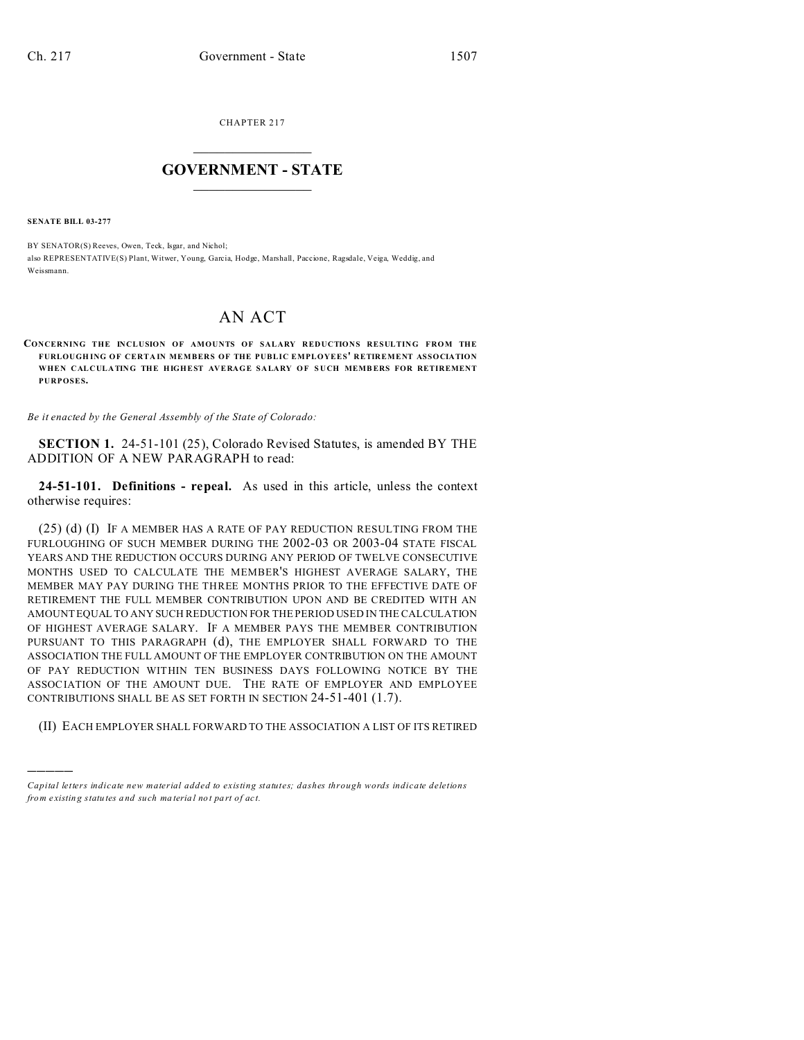CHAPTER 217

# GOVERNMENT - STATE

**SENATE BILL 03-277**

BY SENATOR(S) Reeves, Owen, Teck, Isgar, and Nichol;
also REPRESENTATIVE(S) Plant, Witwer, Young, Garcia, Hodge, Marshall, Paccione, Ragsdale, Veiga, Weddig, and Weissmann.

# AN ACT

**CONCERNING THE INCLUSION OF AMOUNTS OF SALARY REDUCTIONS RESULTING FROM THE FURLOUGHING OF CERTAIN MEMBERS OF THE PUBLIC EMPLOYEES' RETIREMENT ASSOCIATION WHEN CALCULATING THE HIGHEST AVERAGE SALARY OF SUCH MEMBERS FOR RETIREMENT PURPOSES.**

*Be it enacted by the General Assembly of the State of Colorado:*

**SECTION 1.** 24-51-101 (25), Colorado Revised Statutes, is amended BY THE ADDITION OF A NEW PARAGRAPH to read:

**24-51-101. Definitions - repeal.** As used in this article, unless the context otherwise requires:

(25) (d) (I) IF A MEMBER HAS A RATE OF PAY REDUCTION RESULTING FROM THE FURLOUGHING OF SUCH MEMBER DURING THE 2002-03 OR 2003-04 STATE FISCAL YEARS AND THE REDUCTION OCCURS DURING ANY PERIOD OF TWELVE CONSECUTIVE MONTHS USED TO CALCULATE THE MEMBER'S HIGHEST AVERAGE SALARY, THE MEMBER MAY PAY DURING THE THREE MONTHS PRIOR TO THE EFFECTIVE DATE OF RETIREMENT THE FULL MEMBER CONTRIBUTION UPON AND BE CREDITED WITH AN AMOUNT EQUAL TO ANY SUCH REDUCTION FOR THE PERIOD USED IN THE CALCULATION OF HIGHEST AVERAGE SALARY. IF A MEMBER PAYS THE MEMBER CONTRIBUTION PURSUANT TO THIS PARAGRAPH (d), THE EMPLOYER SHALL FORWARD TO THE ASSOCIATION THE FULL AMOUNT OF THE EMPLOYER CONTRIBUTION ON THE AMOUNT OF PAY REDUCTION WITHIN TEN BUSINESS DAYS FOLLOWING NOTICE BY THE ASSOCIATION OF THE AMOUNT DUE. THE RATE OF EMPLOYER AND EMPLOYEE CONTRIBUTIONS SHALL BE AS SET FORTH IN SECTION 24-51-401 (1.7).

(II) EACH EMPLOYER SHALL FORWARD TO THE ASSOCIATION A LIST OF ITS RETIRED

---

*Capital letters indicate new material added to existing statutes; dashes through words indicate deletions from existing statutes and such material not part of act.*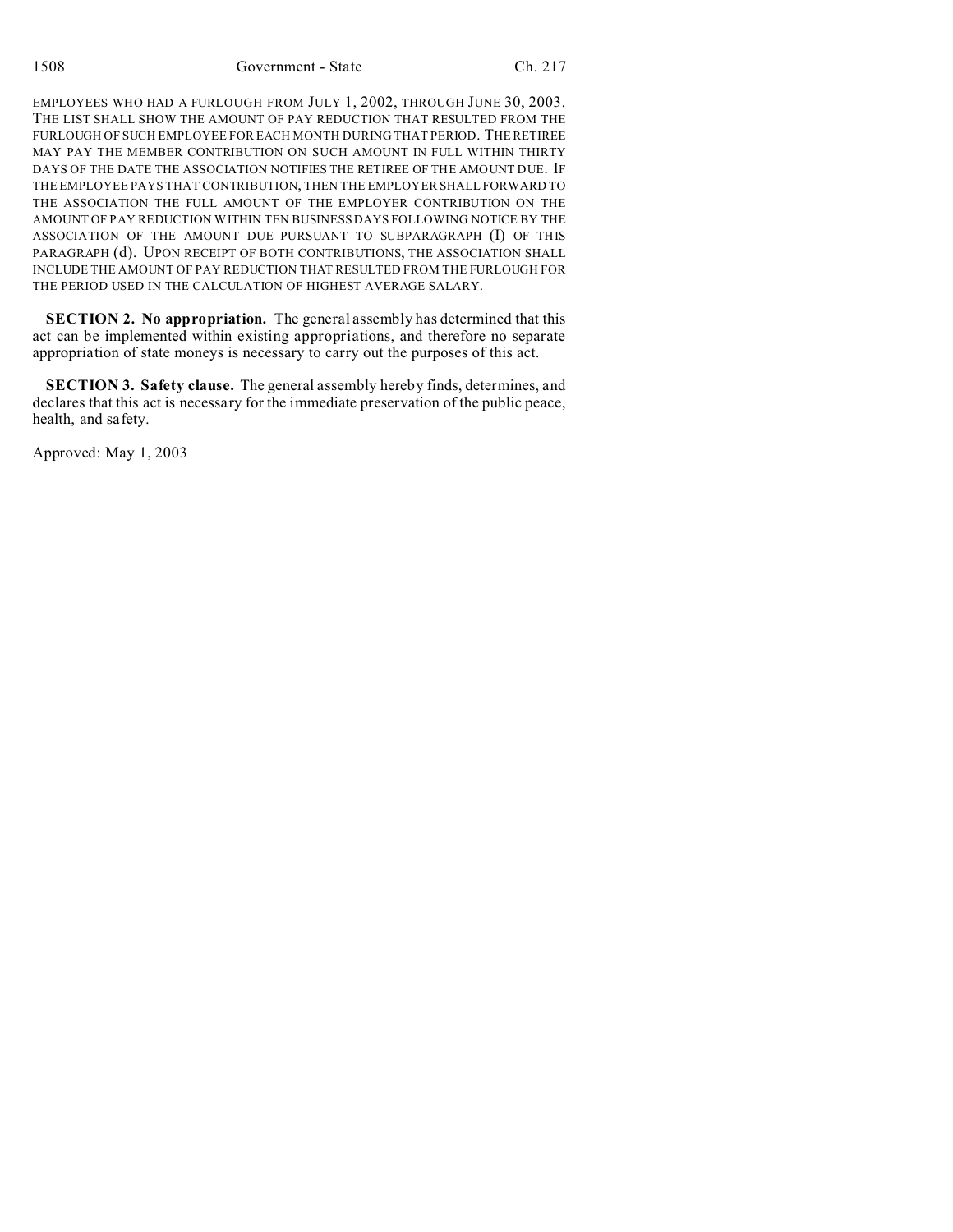EMPLOYEES WHO HAD A FURLOUGH FROM JULY 1, 2002, THROUGH JUNE 30, 2003. THE LIST SHALL SHOW THE AMOUNT OF PAY REDUCTION THAT RESULTED FROM THE FURLOUGH OF SUCH EMPLOYEE FOR EACH MONTH DURING THAT PERIOD. THE RETIREE MAY PAY THE MEMBER CONTRIBUTION ON SUCH AMOUNT IN FULL WITHIN THIRTY DAYS OF THE DATE THE ASSOCIATION NOTIFIES THE RETIREE OF THE AMOUNT DUE. IF THE EMPLOYEE PAYS THAT CONTRIBUTION, THEN THE EMPLOYER SHALL FORWARD TO THE ASSOCIATION THE FULL AMOUNT OF THE EMPLOYER CONTRIBUTION ON THE AMOUNT OF PAY REDUCTION WITHIN TEN BUSINESS DAYS FOLLOWING NOTICE BY THE ASSOCIATION OF THE AMOUNT DUE PURSUANT TO SUBPARAGRAPH (I) OF THIS PARAGRAPH (d). UPON RECEIPT OF BOTH CONTRIBUTIONS, THE ASSOCIATION SHALL INCLUDE THE AMOUNT OF PAY REDUCTION THAT RESULTED FROM THE FURLOUGH FOR THE PERIOD USED IN THE CALCULATION OF HIGHEST AVERAGE SALARY.

**SECTION 2. No appropriation.** The general assembly has determined that this act can be implemented within existing appropriations, and therefore no separate appropriation of state moneys is necessary to carry out the purposes of this act.

**SECTION 3. Safety clause.** The general assembly hereby finds, determines, and declares that this act is necessary for the immediate preservation of the public peace, health, and safety.

Approved: May 1, 2003